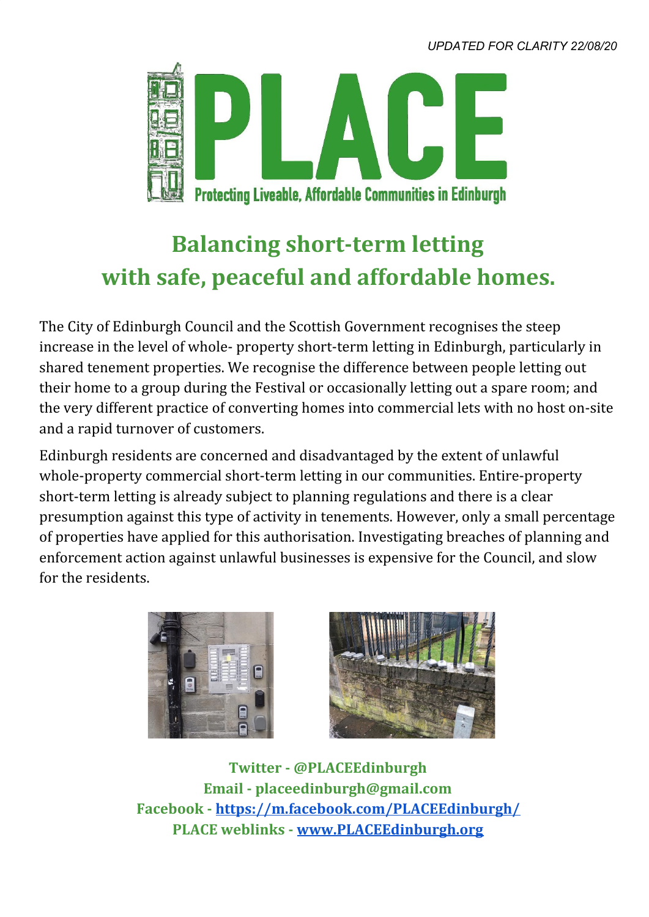*UPDATED FOR CLARITY 22/08/20*

# PLACE

Protecting Liveable, Affordable Communities in Edinburgh

## Balancing short-term letting with safe, peaceful and affordable homes.

The City of Edinburgh Council and the Scottish Government recognises the steep increase in the level of whole- property short-term letting in Edinburgh, particularly in shared tenement properties. We recognise the difference between people letting out their home to a group during the Festival or occasionally letting out a spare room; and the very different practice of converting homes into commercial lets with no host on-site and a rapid turnover of customers.

Edinburgh residents are concerned and disadvantaged by the extent of unlawful whole-property commercial short-term letting in our communities. Entire-property short-term letting is already subject to planning regulations and there is a clear presumption against this type of activity in tenements. However, only a small percentage of properties have applied for this authorisation. Investigating breaches of planning and enforcement action against unlawful businesses is expensive for the Council, and slow for the residents.

**Twitter - @PLACEEdinburgh**
**Email - placeedinburgh@gmail.com**
**Facebook - [https://m.facebook.com/PLACEEdinburgh/](https://m.facebook.com/PLACEEdinburgh/)**
**PLACE weblinks - [www.PLACEEdinburgh.org](http://www.PLACEEdinburgh.org)**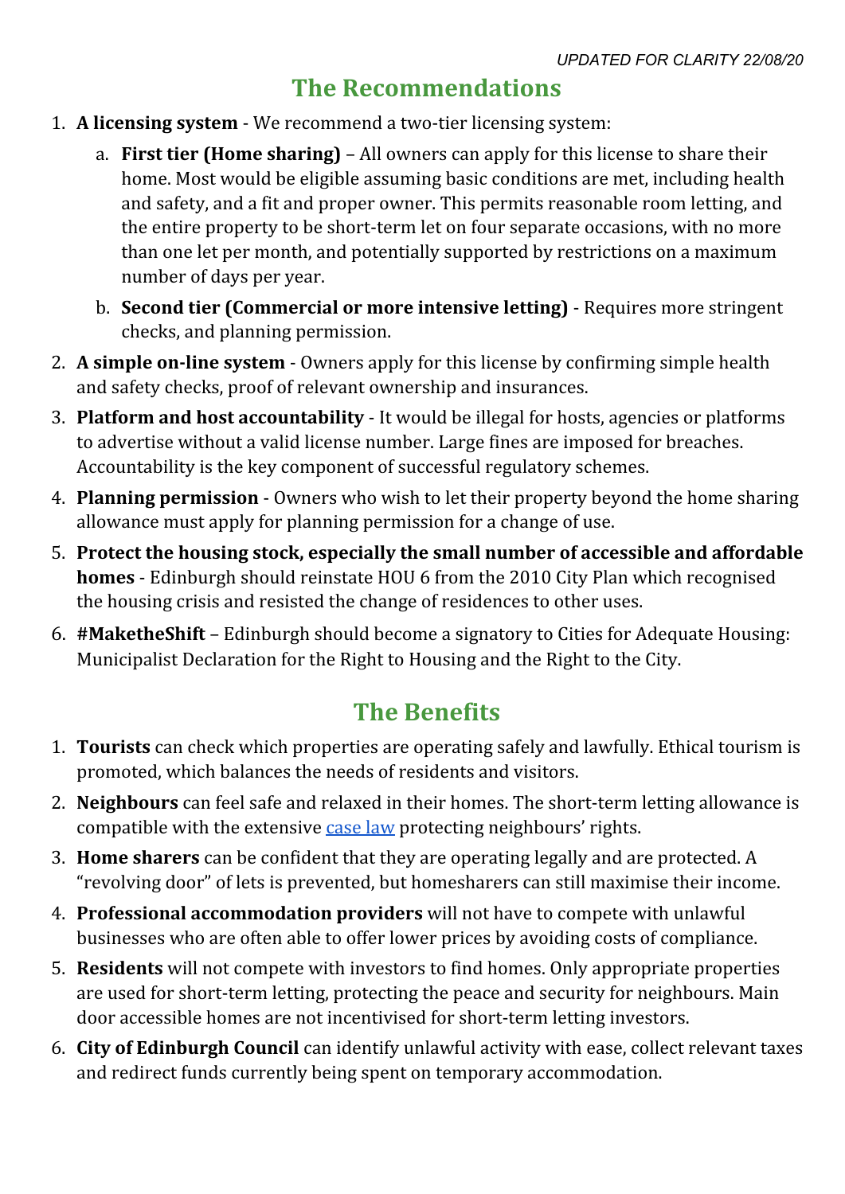*UPDATED FOR CLARITY 22/08/20*

## The Recommendations

1. **A licensing system** - We recommend a two-tier licensing system:
   a. **First tier (Home sharing)** – All owners can apply for this license to share their home. Most would be eligible assuming basic conditions are met, including health and safety, and a fit and proper owner. This permits reasonable room letting, and the entire property to be short-term let on four separate occasions, with no more than one let per month, and potentially supported by restrictions on a maximum number of days per year.
   b. **Second tier (Commercial or more intensive letting)** - Requires more stringent checks, and planning permission.
2. **A simple on-line system** - Owners apply for this license by confirming simple health and safety checks, proof of relevant ownership and insurances.
3. **Platform and host accountability** - It would be illegal for hosts, agencies or platforms to advertise without a valid license number. Large fines are imposed for breaches. Accountability is the key component of successful regulatory schemes.
4. **Planning permission** - Owners who wish to let their property beyond the home sharing allowance must apply for planning permission for a change of use.
5. **Protect the housing stock, especially the small number of accessible and affordable homes** - Edinburgh should reinstate HOU 6 from the 2010 City Plan which recognised the housing crisis and resisted the change of residences to other uses.
6. **#MaketheShift** – Edinburgh should become a signatory to Cities for Adequate Housing: Municipalist Declaration for the Right to Housing and the Right to the City.

## The Benefits

1. **Tourists** can check which properties are operating safely and lawfully. Ethical tourism is promoted, which balances the needs of residents and visitors.
2. **Neighbours** can feel safe and relaxed in their homes. The short-term letting allowance is compatible with the extensive case law protecting neighbours' rights.
3. **Home sharers** can be confident that they are operating legally and are protected. A "revolving door" of lets is prevented, but homesharers can still maximise their income.
4. **Professional accommodation providers** will not have to compete with unlawful businesses who are often able to offer lower prices by avoiding costs of compliance.
5. **Residents** will not compete with investors to find homes. Only appropriate properties are used for short-term letting, protecting the peace and security for neighbours. Main door accessible homes are not incentivised for short-term letting investors.
6. **City of Edinburgh Council** can identify unlawful activity with ease, collect relevant taxes and redirect funds currently being spent on temporary accommodation.